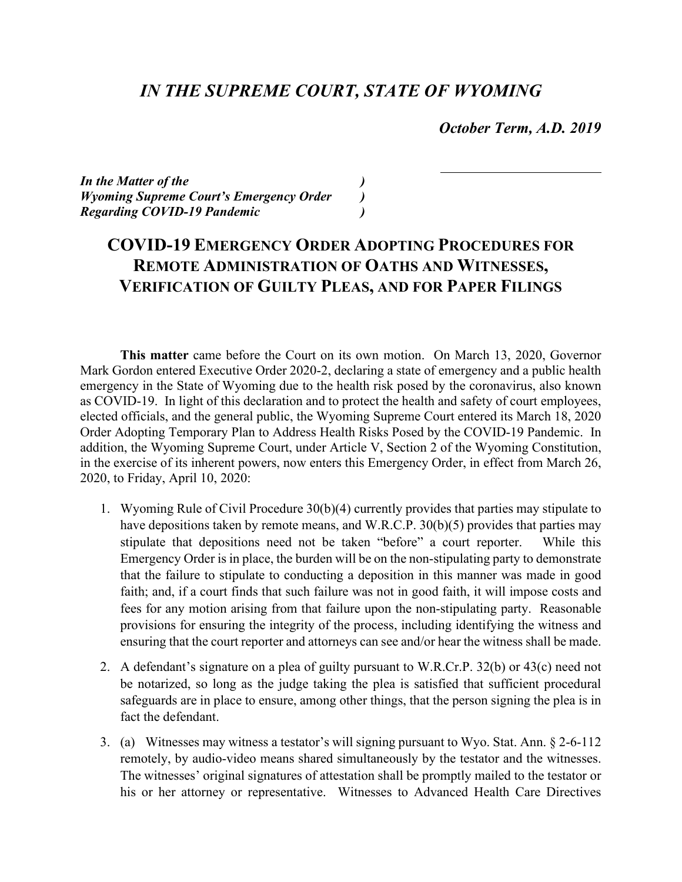# *IN THE SUPREME COURT, STATE OF WYOMING*

***October Term, A.D. 2019***

***In the Matter of the )***
***Wyoming Supreme Court's Emergency Order )***
***Regarding COVID-19 Pandemic )***

## COVID-19 EMERGENCY ORDER ADOPTING PROCEDURES FOR REMOTE ADMINISTRATION OF OATHS AND WITNESSES, VERIFICATION OF GUILTY PLEAS, AND FOR PAPER FILINGS

**This matter** came before the Court on its own motion. On March 13, 2020, Governor Mark Gordon entered Executive Order 2020-2, declaring a state of emergency and a public health emergency in the State of Wyoming due to the health risk posed by the coronavirus, also known as COVID-19. In light of this declaration and to protect the health and safety of court employees, elected officials, and the general public, the Wyoming Supreme Court entered its March 18, 2020 Order Adopting Temporary Plan to Address Health Risks Posed by the COVID-19 Pandemic. In addition, the Wyoming Supreme Court, under Article V, Section 2 of the Wyoming Constitution, in the exercise of its inherent powers, now enters this Emergency Order, in effect from March 26, 2020, to Friday, April 10, 2020:

1. Wyoming Rule of Civil Procedure 30(b)(4) currently provides that parties may stipulate to have depositions taken by remote means, and W.R.C.P. 30(b)(5) provides that parties may stipulate that depositions need not be taken "before" a court reporter. While this Emergency Order is in place, the burden will be on the non-stipulating party to demonstrate that the failure to stipulate to conducting a deposition in this manner was made in good faith; and, if a court finds that such failure was not in good faith, it will impose costs and fees for any motion arising from that failure upon the non-stipulating party. Reasonable provisions for ensuring the integrity of the process, including identifying the witness and ensuring that the court reporter and attorneys can see and/or hear the witness shall be made.

2. A defendant's signature on a plea of guilty pursuant to W.R.Cr.P. 32(b) or 43(c) need not be notarized, so long as the judge taking the plea is satisfied that sufficient procedural safeguards are in place to ensure, among other things, that the person signing the plea is in fact the defendant.

3. (a) Witnesses may witness a testator's will signing pursuant to Wyo. Stat. Ann. § 2-6-112 remotely, by audio-video means shared simultaneously by the testator and the witnesses. The witnesses' original signatures of attestation shall be promptly mailed to the testator or his or her attorney or representative. Witnesses to Advanced Health Care Directives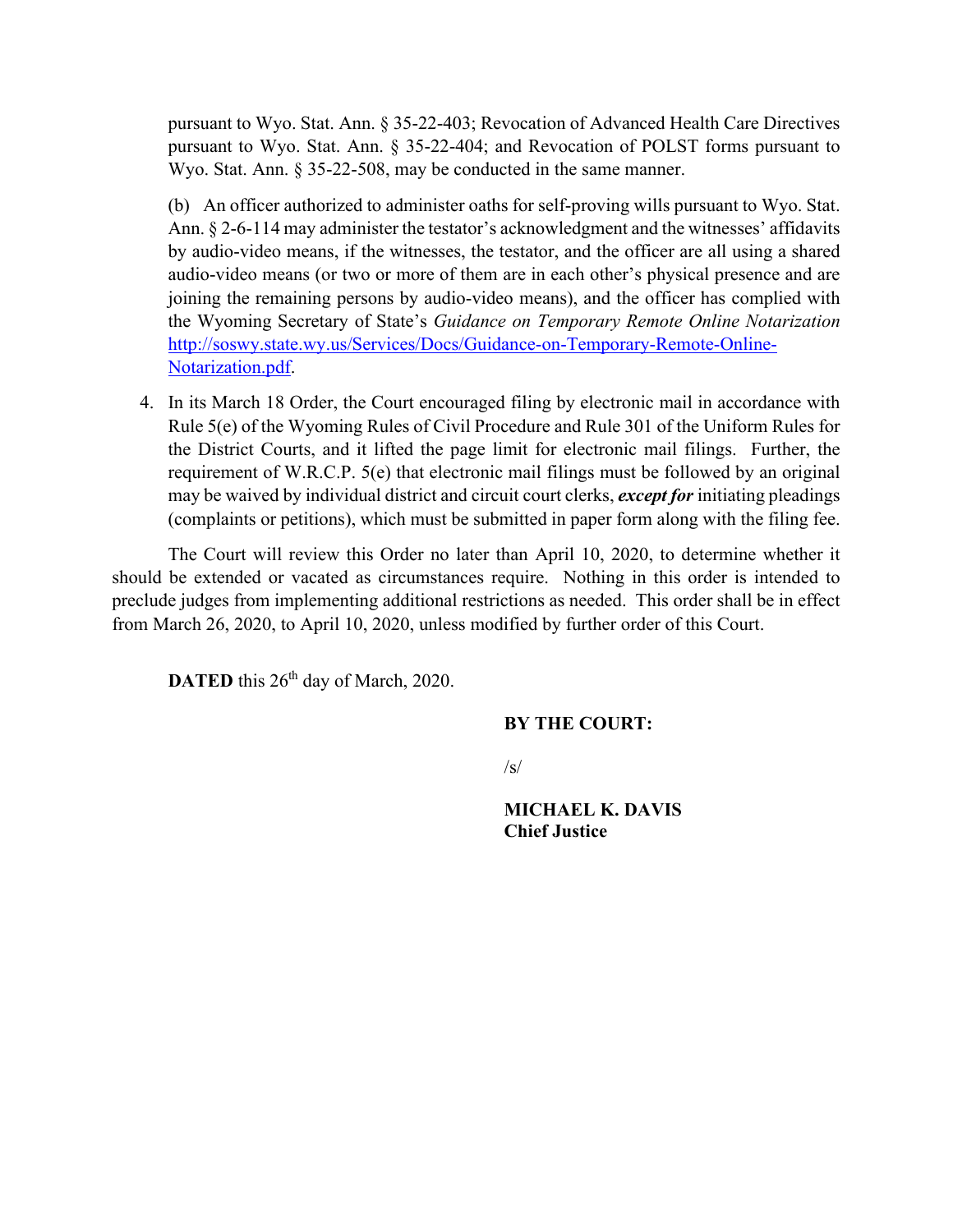pursuant to Wyo. Stat. Ann. § 35-22-403; Revocation of Advanced Health Care Directives pursuant to Wyo. Stat. Ann. § 35-22-404; and Revocation of POLST forms pursuant to Wyo. Stat. Ann. § 35-22-508, may be conducted in the same manner.

(b) An officer authorized to administer oaths for self-proving wills pursuant to Wyo. Stat. Ann. § 2-6-114 may administer the testator's acknowledgment and the witnesses' affidavits by audio-video means, if the witnesses, the testator, and the officer are all using a shared audio-video means (or two or more of them are in each other's physical presence and are joining the remaining persons by audio-video means), and the officer has complied with the Wyoming Secretary of State's *Guidance on Temporary Remote Online Notarization* [http://soswy.state.wy.us/Services/Docs/Guidance-on-Temporary-Remote-Online-Notarization.pdf](http://soswy.state.wy.us/Services/Docs/Guidance-on-Temporary-Remote-Online-Notarization.pdf).

4. In its March 18 Order, the Court encouraged filing by electronic mail in accordance with Rule 5(e) of the Wyoming Rules of Civil Procedure and Rule 301 of the Uniform Rules for the District Courts, and it lifted the page limit for electronic mail filings. Further, the requirement of W.R.C.P. 5(e) that electronic mail filings must be followed by an original may be waived by individual district and circuit court clerks, ***except for*** initiating pleadings (complaints or petitions), which must be submitted in paper form along with the filing fee.

The Court will review this Order no later than April 10, 2020, to determine whether it should be extended or vacated as circumstances require. Nothing in this order is intended to preclude judges from implementing additional restrictions as needed. This order shall be in effect from March 26, 2020, to April 10, 2020, unless modified by further order of this Court.

**DATED** this 26th day of March, 2020.

**BY THE COURT:**

/s/

**MICHAEL K. DAVIS**
**Chief Justice**